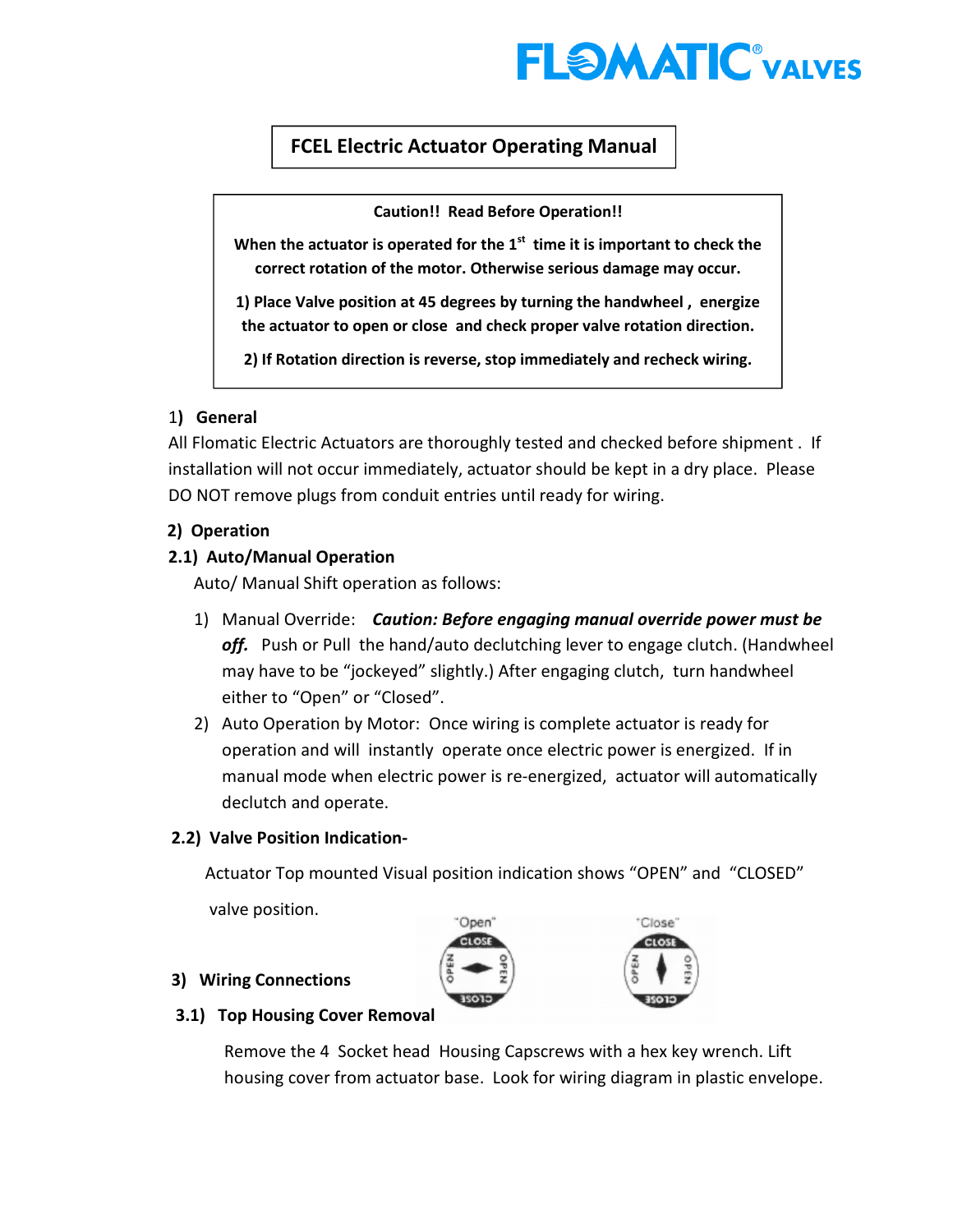# FCEL Electric Actuator Operating Manual

**Caution!! Read Before Operation!!**

**When the actuator is operated for the 1st time it is important to check the correct rotation of the motor. Otherwise serious damage may occur.**

**1) Place Valve position at 45 degrees by turning the handwheel, energize the actuator to open or close and check proper valve rotation direction.**

**2) If Rotation direction is reverse, stop immediately and recheck wiring.**

## 1) General

All Flomatic Electric Actuators are thoroughly tested and checked before shipment. If installation will not occur immediately, actuator should be kept in a dry place. Please DO NOT remove plugs from conduit entries until ready for wiring.

## 2) Operation

### 2.1) Auto/Manual Operation

Auto/ Manual Shift operation as follows:

1) Manual Override: ***Caution: Before engaging manual override power must be off.*** Push or Pull the hand/auto declutching lever to engage clutch. (Handwheel may have to be "jockeyed" slightly.) After engaging clutch, turn handwheel either to "Open" or "Closed".
2) Auto Operation by Motor: Once wiring is complete actuator is ready for operation and will instantly operate once electric power is energized. If in manual mode when electric power is re-energized, actuator will automatically declutch and operate.

### 2.2) Valve Position Indication-

Actuator Top mounted Visual position indication shows "OPEN" and "CLOSED" valve position.

"Open" "Close"

## 3) Wiring Connections

### 3.1) Top Housing Cover Removal

Remove the 4 Socket head Housing Capscrews with a hex key wrench. Lift housing cover from actuator base. Look for wiring diagram in plastic envelope.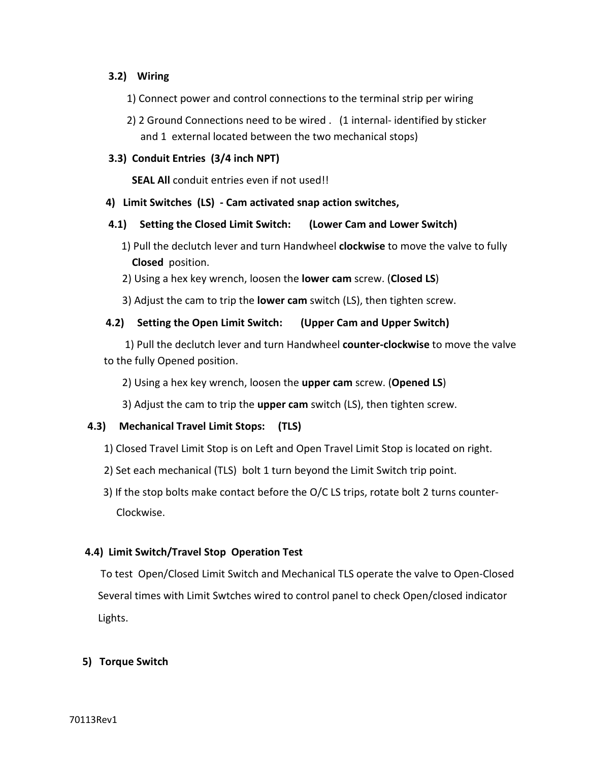### 3.2) Wiring

1) Connect power and control connections to the terminal strip per wiring

2) 2 Ground Connections need to be wired . (1 internal- identified by sticker and 1 external located between the two mechanical stops)

### 3.3) Conduit Entries (3/4 inch NPT)

**SEAL All** conduit entries even if not used!!

## 4) Limit Switches (LS) - Cam activated snap action switches,

### 4.1) Setting the Closed Limit Switch: (Lower Cam and Lower Switch)

1) Pull the declutch lever and turn Handwheel **clockwise** to move the valve to fully **Closed** position.

2) Using a hex key wrench, loosen the **lower cam** screw. (**Closed LS**)

3) Adjust the cam to trip the **lower cam** switch (LS), then tighten screw.

### 4.2) Setting the Open Limit Switch: (Upper Cam and Upper Switch)

1) Pull the declutch lever and turn Handwheel **counter-clockwise** to move the valve to the fully Opened position.

2) Using a hex key wrench, loosen the **upper cam** screw. (**Opened LS**)

3) Adjust the cam to trip the **upper cam** switch (LS), then tighten screw.

### 4.3) Mechanical Travel Limit Stops: (TLS)

1) Closed Travel Limit Stop is on Left and Open Travel Limit Stop is located on right.

2) Set each mechanical (TLS) bolt 1 turn beyond the Limit Switch trip point.

3) If the stop bolts make contact before the O/C LS trips, rotate bolt 2 turns counter-Clockwise.

### 4.4) Limit Switch/Travel Stop Operation Test

To test Open/Closed Limit Switch and Mechanical TLS operate the valve to Open-Closed Several times with Limit Swtches wired to control panel to check Open/closed indicator Lights.

## 5) Torque Switch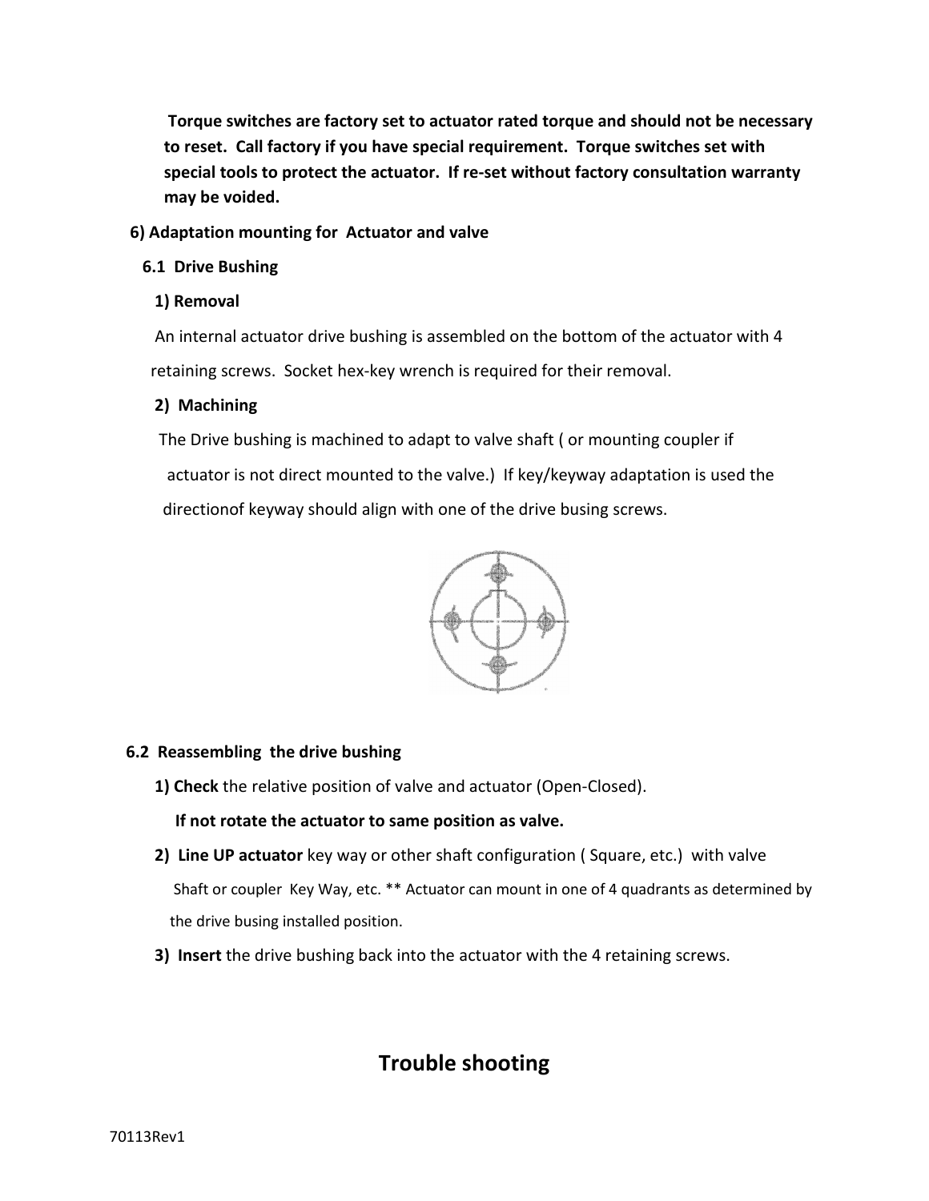**Torque switches are factory set to actuator rated torque and should not be necessary to reset. Call factory if you have special requirement. Torque switches set with special tools to protect the actuator. If re-set without factory consultation warranty may be voided.**

## 6) Adaptation mounting for Actuator and valve

### 6.1 Drive Bushing

**1) Removal**

An internal actuator drive bushing is assembled on the bottom of the actuator with 4 retaining screws. Socket hex-key wrench is required for their removal.

**2) Machining**

The Drive bushing is machined to adapt to valve shaft ( or mounting coupler if actuator is not direct mounted to the valve.) If key/keyway adaptation is used the directionof keyway should align with one of the drive busing screws.

### 6.2 Reassembling the drive bushing

**1) Check** the relative position of valve and actuator (Open-Closed).

**If not rotate the actuator to same position as valve.**

**2) Line UP actuator** key way or other shaft configuration ( Square, etc.) with valve Shaft or coupler Key Way, etc. ** Actuator can mount in one of 4 quadrants as determined by the drive busing installed position.

**3) Insert** the drive bushing back into the actuator with the 4 retaining screws.

# Trouble shooting

70113Rev1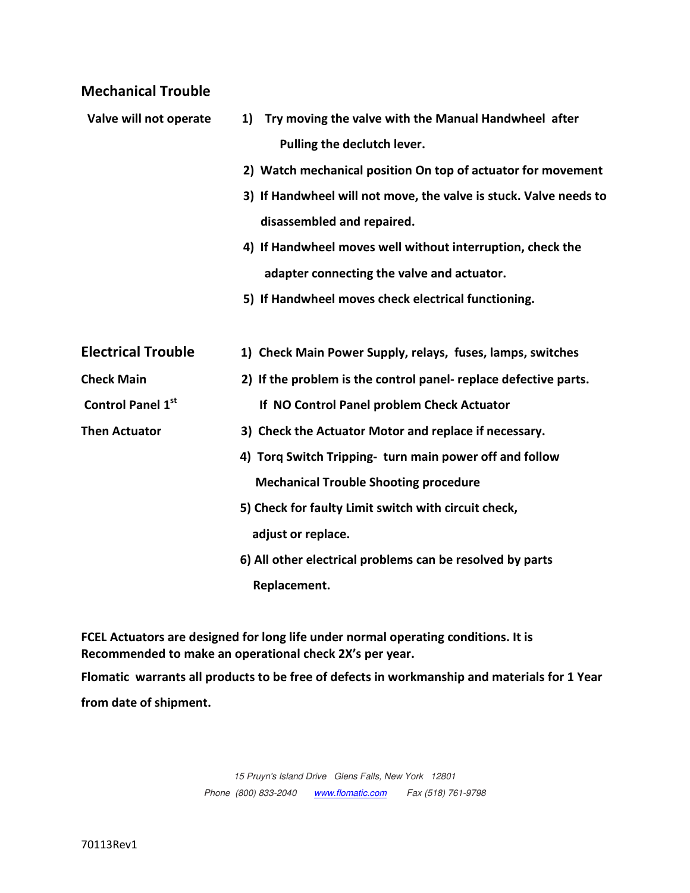## Mechanical Trouble

**Valve will not operate**

1) **Try moving the valve with the Manual Handwheel after Pulling the declutch lever.**
2) **Watch mechanical position On top of actuator for movement**
3) **If Handwheel will not move, the valve is stuck. Valve needs to disassembled and repaired.**
4) **If Handwheel moves well without interruption, check the adapter connecting the valve and actuator.**
5) **If Handwheel moves check electrical functioning.**

## Electrical Trouble

**Check Main Control Panel 1st Then Actuator**

1) **Check Main Power Supply, relays, fuses, lamps, switches**
2) **If the problem is the control panel- replace defective parts. If NO Control Panel problem Check Actuator**
3) **Check the Actuator Motor and replace if necessary.**
4) **Torq Switch Tripping- turn main power off and follow Mechanical Trouble Shooting procedure**
5) **Check for faulty Limit switch with circuit check, adjust or replace.**
6) **All other electrical problems can be resolved by parts Replacement.**

**FCEL Actuators are designed for long life under normal operating conditions. It is Recommended to make an operational check 2X's per year.**

**Flomatic warrants all products to be free of defects in workmanship and materials for 1 Year from date of shipment.**

*15 Pruyn's Island Drive Glens Falls, New York 12801*

*Phone (800) 833-2040 www.flomatic.com Fax (518) 761-9798*

70113Rev1